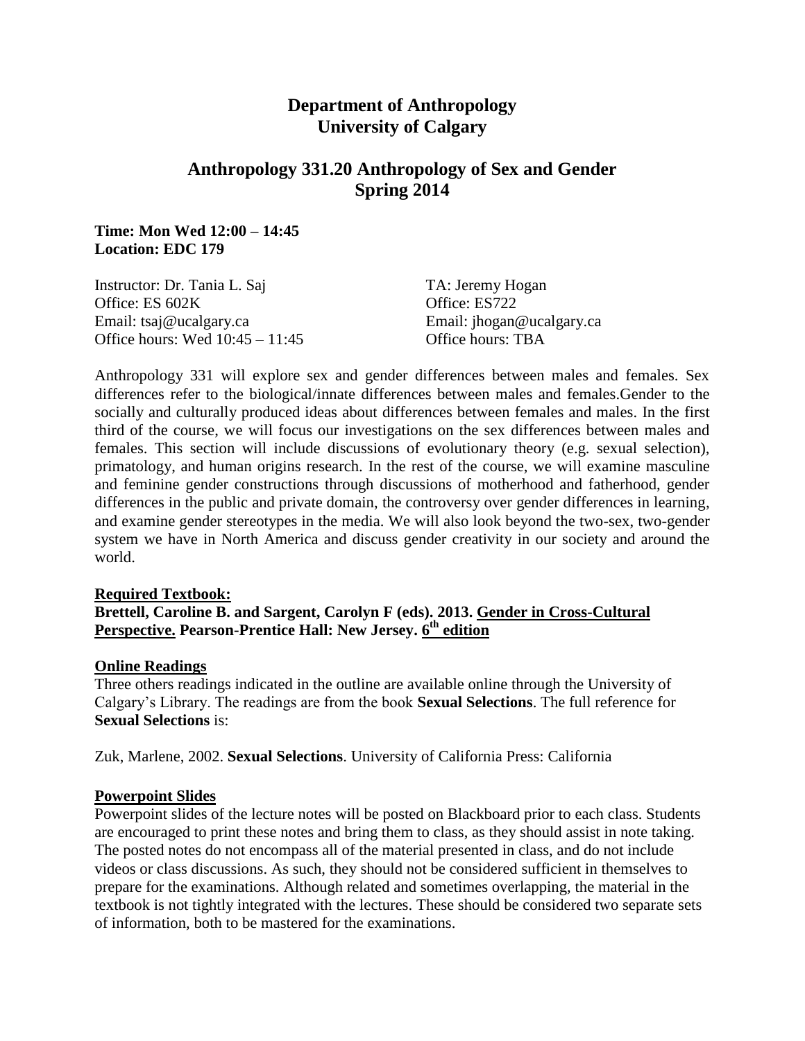# Department of Anthropology
# University of Calgary

## Anthropology 331.20 Anthropology of Sex and Gender
## Spring 2014

**Time: Mon Wed 12:00 – 14:45**
**Location: EDC 179**

Instructor: Dr. Tania L. Saj
Office: ES 602K
Email: tsaj@ucalgary.ca
Office hours: Wed 10:45 – 11:45

TA: Jeremy Hogan
Office: ES722
Email: jhogan@ucalgary.ca
Office hours: TBA

Anthropology 331 will explore sex and gender differences between males and females. Sex differences refer to the biological/innate differences between males and females.Gender to the socially and culturally produced ideas about differences between females and males. In the first third of the course, we will focus our investigations on the sex differences between males and females. This section will include discussions of evolutionary theory (e.g. sexual selection), primatology, and human origins research. In the rest of the course, we will examine masculine and feminine gender constructions through discussions of motherhood and fatherhood, gender differences in the public and private domain, the controversy over gender differences in learning, and examine gender stereotypes in the media. We will also look beyond the two-sex, two-gender system we have in North America and discuss gender creativity in our society and around the world.

**Required Textbook:**

**Brettell, Caroline B. and Sargent, Carolyn F (eds). 2013. Gender in Cross-Cultural Perspective. Pearson-Prentice Hall: New Jersey. 6th edition**

**Online Readings**

Three others readings indicated in the outline are available online through the University of Calgary's Library. The readings are from the book **Sexual Selections**. The full reference for **Sexual Selections** is:

Zuk, Marlene, 2002. **Sexual Selections**. University of California Press: California

**Powerpoint Slides**

Powerpoint slides of the lecture notes will be posted on Blackboard prior to each class. Students are encouraged to print these notes and bring them to class, as they should assist in note taking. The posted notes do not encompass all of the material presented in class, and do not include videos or class discussions. As such, they should not be considered sufficient in themselves to prepare for the examinations. Although related and sometimes overlapping, the material in the textbook is not tightly integrated with the lectures. These should be considered two separate sets of information, both to be mastered for the examinations.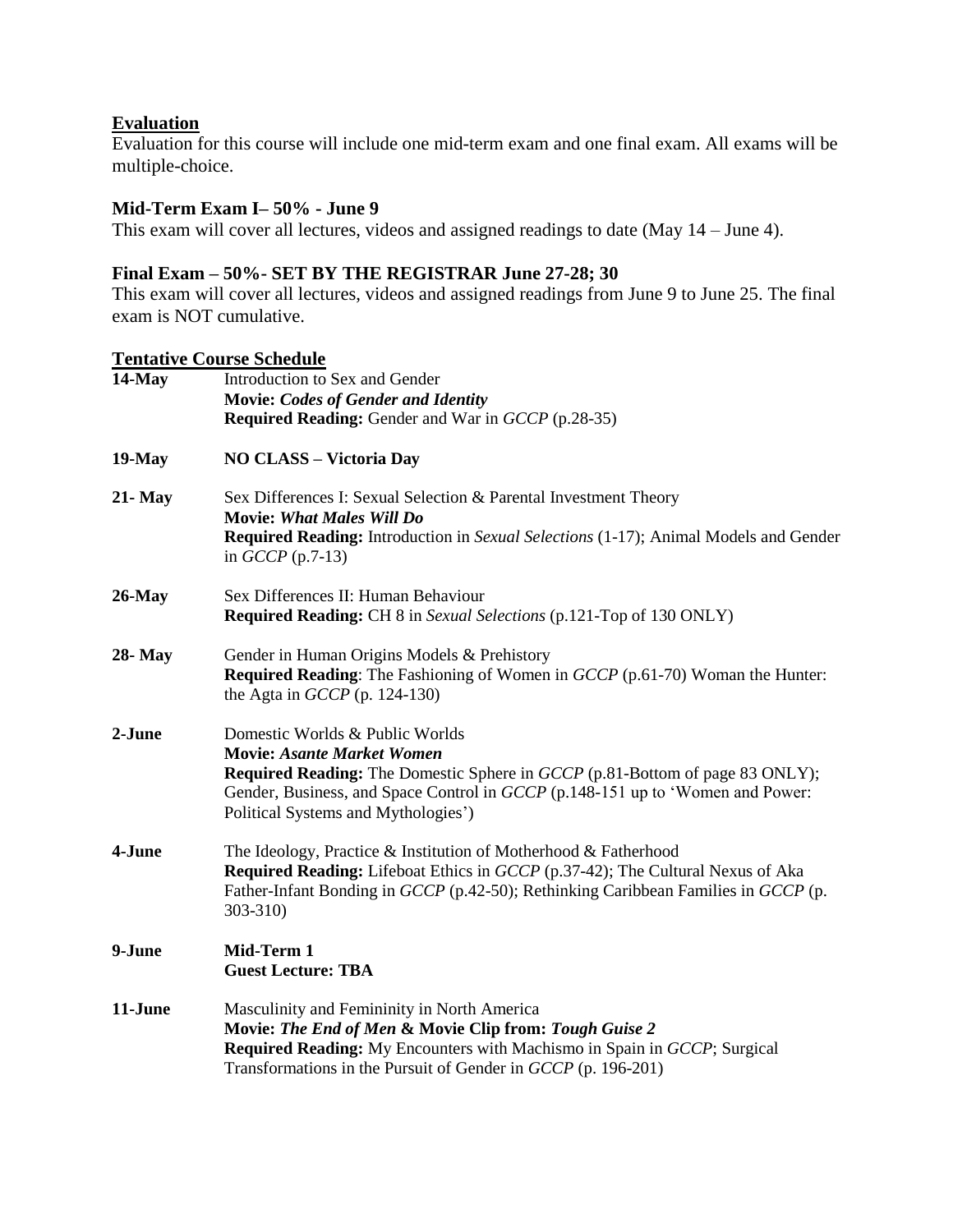**Evaluation**

Evaluation for this course will include one mid-term exam and one final exam. All exams will be multiple-choice.

**Mid-Term Exam I– 50% - June 9**

This exam will cover all lectures, videos and assigned readings to date (May 14 – June 4).

**Final Exam – 50%- SET BY THE REGISTRAR June 27-28; 30**

This exam will cover all lectures, videos and assigned readings from June 9 to June 25. The final exam is NOT cumulative.

**Tentative Course Schedule**

| | |
|---|---|
| **14-May** | Introduction to Sex and Gender<br>**Movie: *Codes of Gender and Identity***<br>**Required Reading:** Gender and War in *GCCP* (p.28-35) |
| **19-May** | **NO CLASS – Victoria Day** |
| **21- May** | Sex Differences I: Sexual Selection & Parental Investment Theory<br>**Movie: *What Males Will Do***<br>**Required Reading:** Introduction in *Sexual Selections* (1-17); Animal Models and Gender in *GCCP* (p.7-13) |
| **26-May** | Sex Differences II: Human Behaviour<br>**Required Reading:** CH 8 in *Sexual Selections* (p.121-Top of 130 ONLY) |
| **28- May** | Gender in Human Origins Models & Prehistory<br>**Required Reading**: The Fashioning of Women in *GCCP* (p.61-70) Woman the Hunter: the Agta in *GCCP* (p. 124-130) |
| **2-June** | Domestic Worlds & Public Worlds<br>**Movie: *Asante Market Women***<br>**Required Reading:** The Domestic Sphere in *GCCP* (p.81-Bottom of page 83 ONLY); Gender, Business, and Space Control in *GCCP* (p.148-151 up to 'Women and Power: Political Systems and Mythologies') |
| **4-June** | The Ideology, Practice & Institution of Motherhood & Fatherhood<br>**Required Reading:** Lifeboat Ethics in *GCCP* (p.37-42); The Cultural Nexus of Aka Father-Infant Bonding in *GCCP* (p.42-50); Rethinking Caribbean Families in *GCCP* (p. 303-310) |
| **9-June** | **Mid-Term 1**<br>**Guest Lecture: TBA** |
| **11-June** | Masculinity and Femininity in North America<br>**Movie: *The End of Men* & Movie Clip from: *Tough Guise 2***<br>**Required Reading:** My Encounters with Machismo in Spain in *GCCP*; Surgical Transformations in the Pursuit of Gender in *GCCP* (p. 196-201) |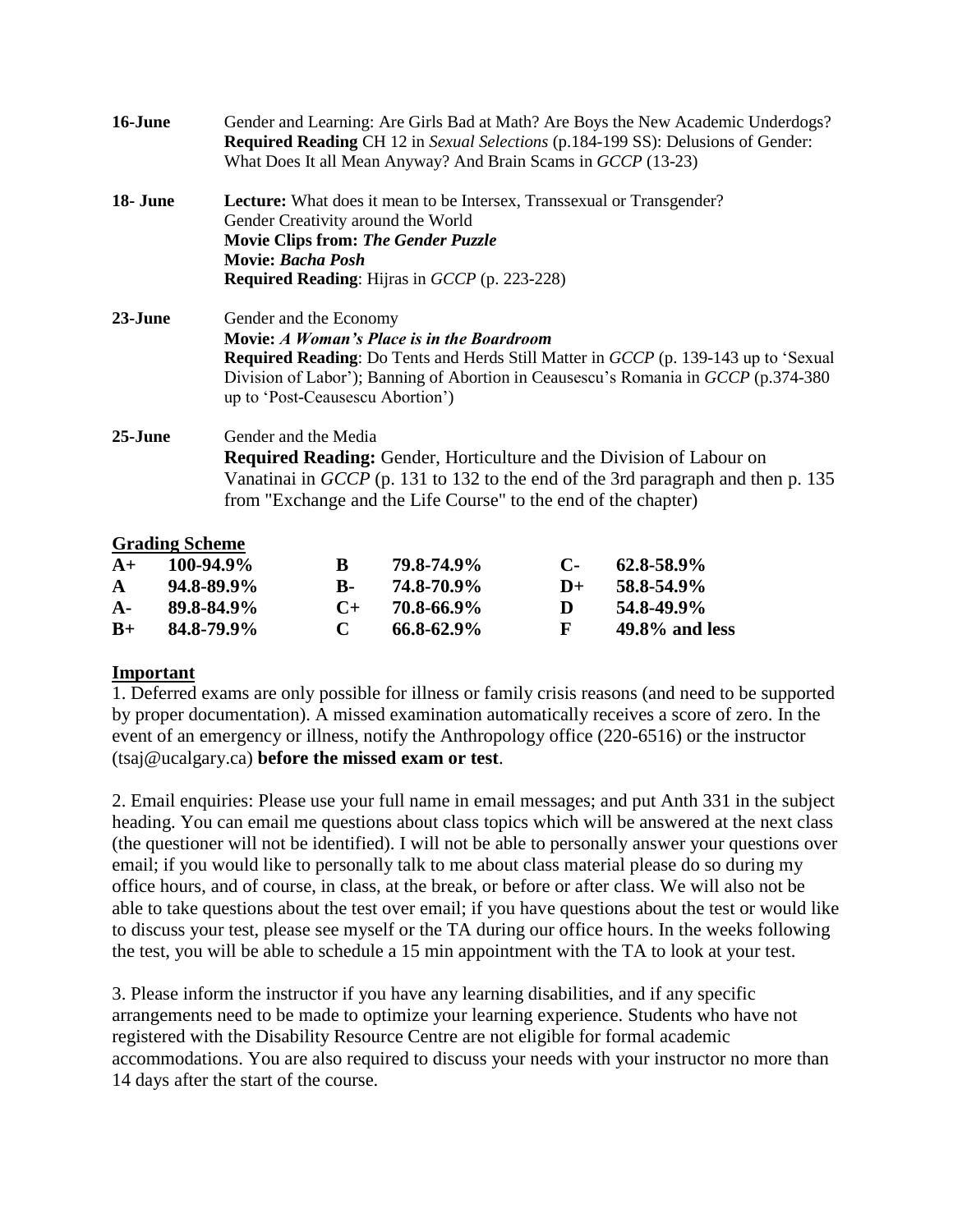**16-June** Gender and Learning: Are Girls Bad at Math? Are Boys the New Academic Underdogs? **Required Reading** CH 12 in *Sexual Selections* (p.184-199 SS): Delusions of Gender: What Does It all Mean Anyway? And Brain Scams in *GCCP* (13-23)

**18- June** **Lecture:** What does it mean to be Intersex, Transsexual or Transgender?
Gender Creativity around the World
**Movie Clips from:** ***The Gender Puzzle***
**Movie:** ***Bacha Posh***
**Required Reading**: Hijras in *GCCP* (p. 223-228)

**23-June** Gender and the Economy
**Movie:** ***A Woman's Place is in the Boardroom***
**Required Reading**: Do Tents and Herds Still Matter in *GCCP* (p. 139-143 up to 'Sexual Division of Labor'); Banning of Abortion in Ceausescu's Romania in *GCCP* (p.374-380 up to 'Post-Ceausescu Abortion')

**25-June** Gender and the Media
**Required Reading:** Gender, Horticulture and the Division of Labour on Vanatinai in *GCCP* (p. 131 to 132 to the end of the 3rd paragraph and then p. 135 from "Exchange and the Life Course" to the end of the chapter)

**Grading Scheme**

| | | | | | |
|---|---|---|---|---|---|
| **A+** | **100-94.9%** | **B** | **79.8-74.9%** | **C-** | **62.8-58.9%** |
| **A** | **94.8-89.9%** | **B-** | **74.8-70.9%** | **D+** | **58.8-54.9%** |
| **A-** | **89.8-84.9%** | **C+** | **70.8-66.9%** | **D** | **54.8-49.9%** |
| **B+** | **84.8-79.9%** | **C** | **66.8-62.9%** | **F** | **49.8% and less** |

**Important**

1. Deferred exams are only possible for illness or family crisis reasons (and need to be supported by proper documentation). A missed examination automatically receives a score of zero. In the event of an emergency or illness, notify the Anthropology office (220-6516) or the instructor (tsaj@ucalgary.ca) **before the missed exam or test**.

2. Email enquiries: Please use your full name in email messages; and put Anth 331 in the subject heading. You can email me questions about class topics which will be answered at the next class (the questioner will not be identified). I will not be able to personally answer your questions over email; if you would like to personally talk to me about class material please do so during my office hours, and of course, in class, at the break, or before or after class. We will also not be able to take questions about the test over email; if you have questions about the test or would like to discuss your test, please see myself or the TA during our office hours. In the weeks following the test, you will be able to schedule a 15 min appointment with the TA to look at your test.

3. Please inform the instructor if you have any learning disabilities, and if any specific arrangements need to be made to optimize your learning experience. Students who have not registered with the Disability Resource Centre are not eligible for formal academic accommodations. You are also required to discuss your needs with your instructor no more than 14 days after the start of the course.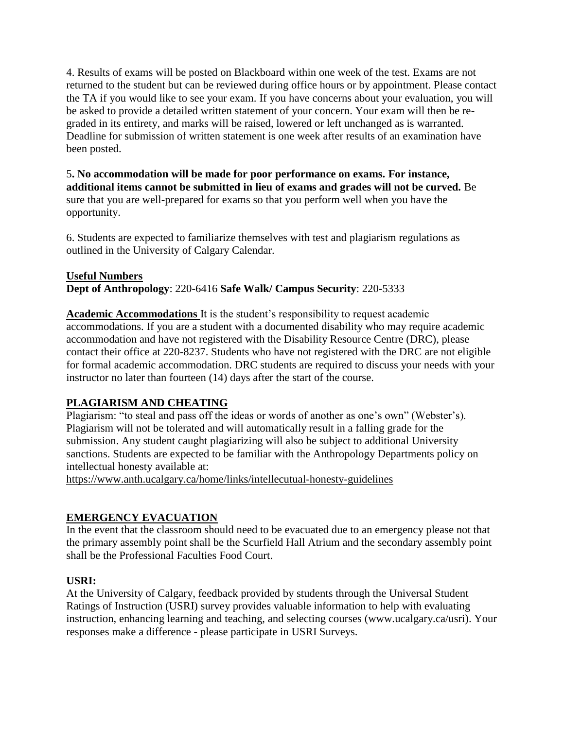4. Results of exams will be posted on Blackboard within one week of the test. Exams are not returned to the student but can be reviewed during office hours or by appointment. Please contact the TA if you would like to see your exam. If you have concerns about your evaluation, you will be asked to provide a detailed written statement of your concern. Your exam will then be re-graded in its entirety, and marks will be raised, lowered or left unchanged as is warranted. Deadline for submission of written statement is one week after results of an examination have been posted.

5**. No accommodation will be made for poor performance on exams. For instance, additional items cannot be submitted in lieu of exams and grades will not be curved.** Be sure that you are well-prepared for exams so that you perform well when you have the opportunity.

6. Students are expected to familiarize themselves with test and plagiarism regulations as outlined in the University of Calgary Calendar.

**Useful Numbers**
**Dept of Anthropology**: 220-6416 **Safe Walk/ Campus Security**: 220-5333

**Academic Accommodations** It is the student's responsibility to request academic accommodations. If you are a student with a documented disability who may require academic accommodation and have not registered with the Disability Resource Centre (DRC), please contact their office at 220-8237. Students who have not registered with the DRC are not eligible for formal academic accommodation. DRC students are required to discuss your needs with your instructor no later than fourteen (14) days after the start of the course.

## PLAGIARISM AND CHEATING

Plagiarism: "to steal and pass off the ideas or words of another as one's own" (Webster's). Plagiarism will not be tolerated and will automatically result in a falling grade for the submission. Any student caught plagiarizing will also be subject to additional University sanctions. Students are expected to be familiar with the Anthropology Departments policy on intellectual honesty available at:
https://www.anth.ucalgary.ca/home/links/intellecutual-honesty-guidelines

## EMERGENCY EVACUATION

In the event that the classroom should need to be evacuated due to an emergency please not that the primary assembly point shall be the Scurfield Hall Atrium and the secondary assembly point shall be the Professional Faculties Food Court.

**USRI:**
At the University of Calgary, feedback provided by students through the Universal Student Ratings of Instruction (USRI) survey provides valuable information to help with evaluating instruction, enhancing learning and teaching, and selecting courses (www.ucalgary.ca/usri). Your responses make a difference - please participate in USRI Surveys.